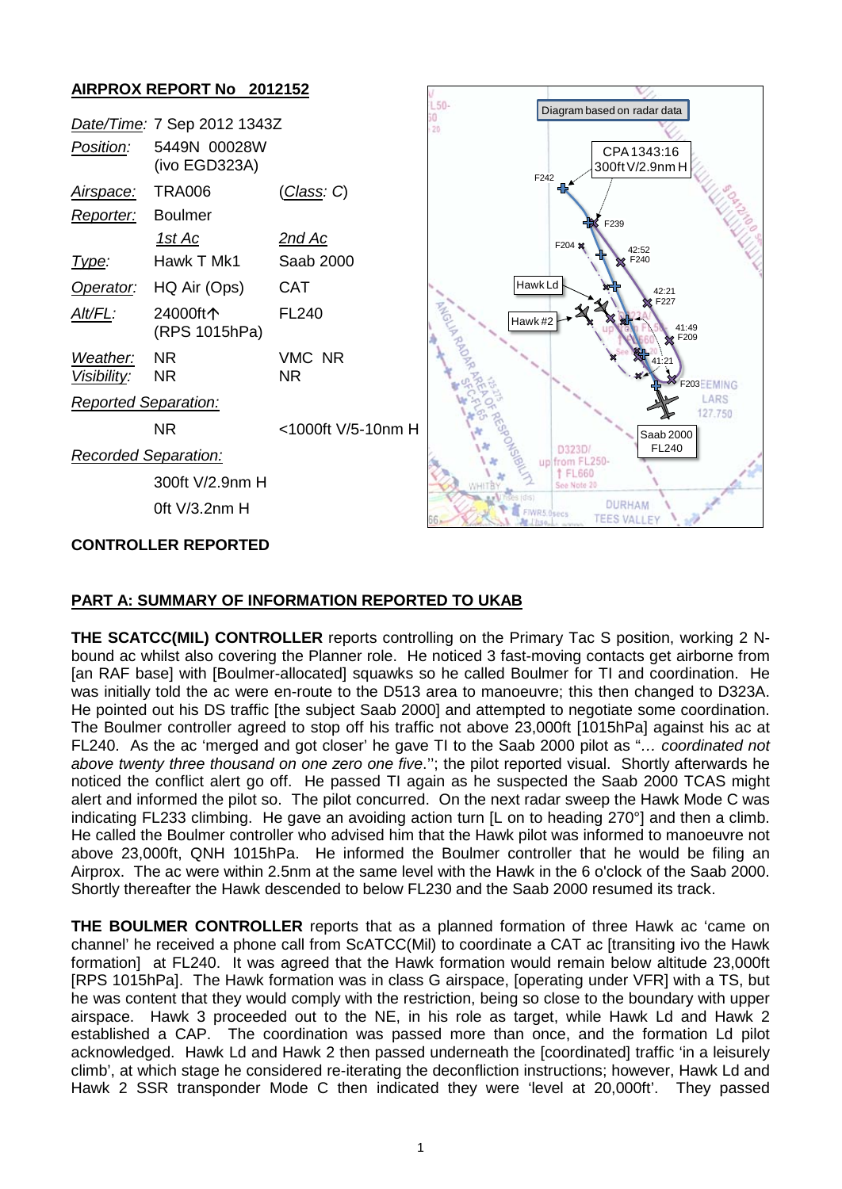## AIRPROX REPORT No 2012152

| | | |
|---|---|---|
| *Date/Time:* | 7 Sep 2012 1343Z | |
| *Position:* | 5449N 00028W (ivo EGD323A) | |
| *Airspace:* | TRA006 | (*Class: C*) |
| *Reporter:* | Boulmer | |
| | *1st Ac* | *2nd Ac* |
| *Type:* | Hawk T Mk1 | Saab 2000 |
| *Operator:* | HQ Air (Ops) | CAT |
| *Alt/FL:* | 24000ft↑ (RPS 1015hPa) | FL240 |
| *Weather:* | NR | VMC NR |
| *Visibility:* | NR | NR |
| *Reported Separation:* | | |
| | NR | <1000ft V/5-10nm H |
| *Recorded Separation:* | | |
| | 300ft V/2.9nm H | |
| | 0ft V/3.2nm H | |

**CONTROLLER REPORTED**

## PART A: SUMMARY OF INFORMATION REPORTED TO UKAB

**THE SCATCC(MIL) CONTROLLER** reports controlling on the Primary Tac S position, working 2 N-bound ac whilst also covering the Planner role. He noticed 3 fast-moving contacts get airborne from [an RAF base] with [Boulmer-allocated] squawks so he called Boulmer for TI and coordination. He was initially told the ac were en-route to the D513 area to manoeuvre; this then changed to D323A. He pointed out his DS traffic [the subject Saab 2000] and attempted to negotiate some coordination. The Boulmer controller agreed to stop off his traffic not above 23,000ft [1015hPa] against his ac at FL240. As the ac 'merged and got closer' he gave TI to the Saab 2000 pilot as "*… coordinated not above twenty three thousand on one zero one five*."; the pilot reported visual. Shortly afterwards he noticed the conflict alert go off. He passed TI again as he suspected the Saab 2000 TCAS might alert and informed the pilot so. The pilot concurred. On the next radar sweep the Hawk Mode C was indicating FL233 climbing. He gave an avoiding action turn [L on to heading 270°] and then a climb. He called the Boulmer controller who advised him that the Hawk pilot was informed to manoeuvre not above 23,000ft, QNH 1015hPa. He informed the Boulmer controller that he would be filing an Airprox. The ac were within 2.5nm at the same level with the Hawk in the 6 o'clock of the Saab 2000. Shortly thereafter the Hawk descended to below FL230 and the Saab 2000 resumed its track.

**THE BOULMER CONTROLLER** reports that as a planned formation of three Hawk ac 'came on channel' he received a phone call from ScATCC(Mil) to coordinate a CAT ac [transiting ivo the Hawk formation] at FL240. It was agreed that the Hawk formation would remain below altitude 23,000ft [RPS 1015hPa]. The Hawk formation was in class G airspace, [operating under VFR] with a TS, but he was content that they would comply with the restriction, being so close to the boundary with upper airspace. Hawk 3 proceeded out to the NE, in his role as target, while Hawk Ld and Hawk 2 established a CAP. The coordination was passed more than once, and the formation Ld pilot acknowledged. Hawk Ld and Hawk 2 then passed underneath the [coordinated] traffic 'in a leisurely climb', at which stage he considered re-iterating the deconfliction instructions; however, Hawk Ld and Hawk 2 SSR transponder Mode C then indicated they were 'level at 20,000ft'. They passed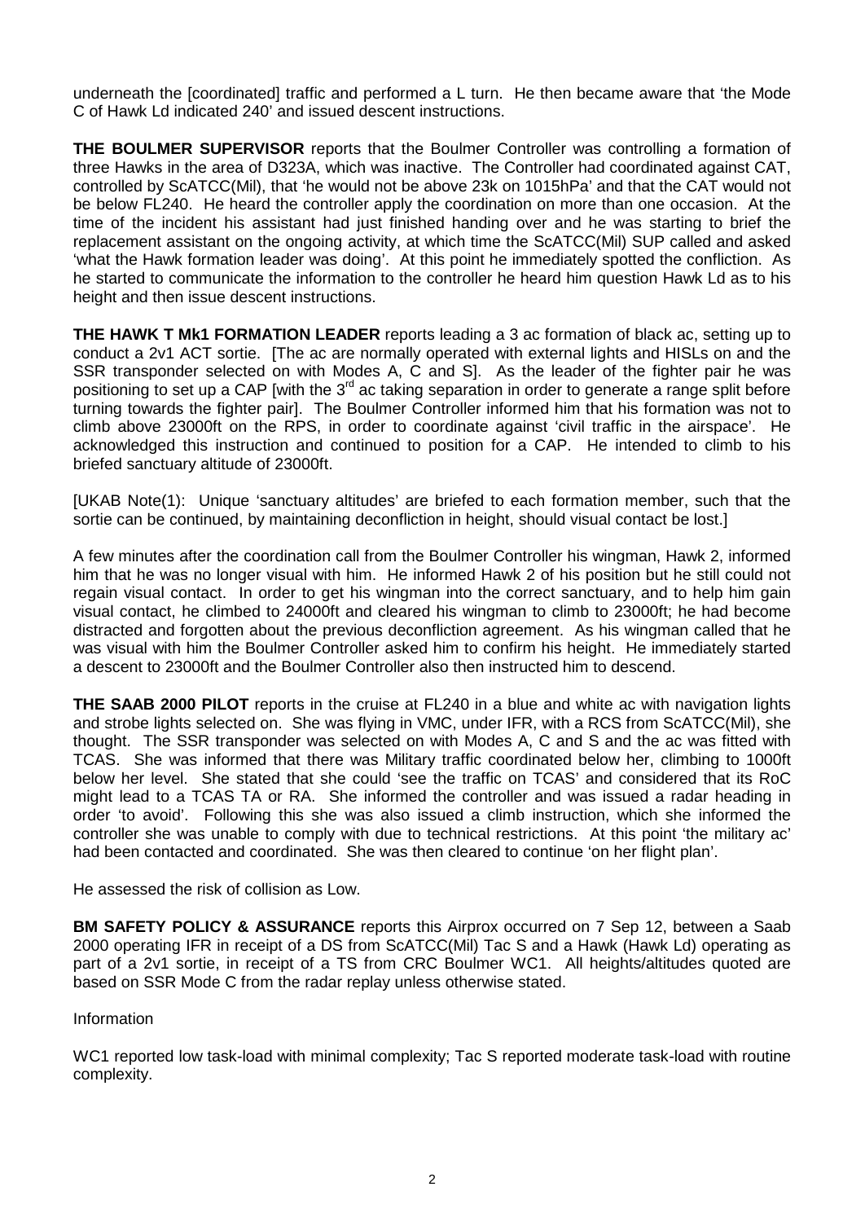underneath the [coordinated] traffic and performed a L turn. He then became aware that 'the Mode C of Hawk Ld indicated 240' and issued descent instructions.

**THE BOULMER SUPERVISOR** reports that the Boulmer Controller was controlling a formation of three Hawks in the area of D323A, which was inactive. The Controller had coordinated against CAT, controlled by ScATCC(Mil), that 'he would not be above 23k on 1015hPa' and that the CAT would not be below FL240. He heard the controller apply the coordination on more than one occasion. At the time of the incident his assistant had just finished handing over and he was starting to brief the replacement assistant on the ongoing activity, at which time the ScATCC(Mil) SUP called and asked 'what the Hawk formation leader was doing'. At this point he immediately spotted the confliction. As he started to communicate the information to the controller he heard him question Hawk Ld as to his height and then issue descent instructions.

**THE HAWK T Mk1 FORMATION LEADER** reports leading a 3 ac formation of black ac, setting up to conduct a 2v1 ACT sortie. [The ac are normally operated with external lights and HISLs on and the SSR transponder selected on with Modes A, C and S]. As the leader of the fighter pair he was positioning to set up a CAP [with the 3rd ac taking separation in order to generate a range split before turning towards the fighter pair]. The Boulmer Controller informed him that his formation was not to climb above 23000ft on the RPS, in order to coordinate against 'civil traffic in the airspace'. He acknowledged this instruction and continued to position for a CAP. He intended to climb to his briefed sanctuary altitude of 23000ft.

[UKAB Note(1): Unique 'sanctuary altitudes' are briefed to each formation member, such that the sortie can be continued, by maintaining deconfliction in height, should visual contact be lost.]

A few minutes after the coordination call from the Boulmer Controller his wingman, Hawk 2, informed him that he was no longer visual with him. He informed Hawk 2 of his position but he still could not regain visual contact. In order to get his wingman into the correct sanctuary, and to help him gain visual contact, he climbed to 24000ft and cleared his wingman to climb to 23000ft; he had become distracted and forgotten about the previous deconfliction agreement. As his wingman called that he was visual with him the Boulmer Controller asked him to confirm his height. He immediately started a descent to 23000ft and the Boulmer Controller also then instructed him to descend.

**THE SAAB 2000 PILOT** reports in the cruise at FL240 in a blue and white ac with navigation lights and strobe lights selected on. She was flying in VMC, under IFR, with a RCS from ScATCC(Mil), she thought. The SSR transponder was selected on with Modes A, C and S and the ac was fitted with TCAS. She was informed that there was Military traffic coordinated below her, climbing to 1000ft below her level. She stated that she could 'see the traffic on TCAS' and considered that its RoC might lead to a TCAS TA or RA. She informed the controller and was issued a radar heading in order 'to avoid'. Following this she was also issued a climb instruction, which she informed the controller she was unable to comply with due to technical restrictions. At this point 'the military ac' had been contacted and coordinated. She was then cleared to continue 'on her flight plan'.

He assessed the risk of collision as Low.

**BM SAFETY POLICY & ASSURANCE** reports this Airprox occurred on 7 Sep 12, between a Saab 2000 operating IFR in receipt of a DS from ScATCC(Mil) Tac S and a Hawk (Hawk Ld) operating as part of a 2v1 sortie, in receipt of a TS from CRC Boulmer WC1. All heights/altitudes quoted are based on SSR Mode C from the radar replay unless otherwise stated.

Information

WC1 reported low task-load with minimal complexity; Tac S reported moderate task-load with routine complexity.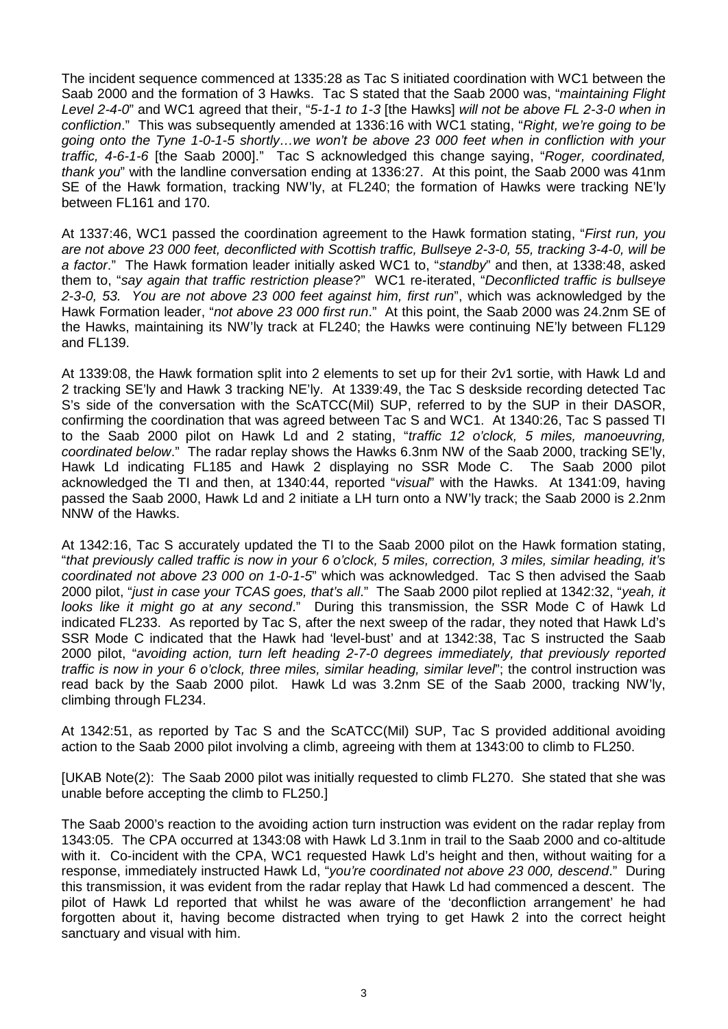The incident sequence commenced at 1335:28 as Tac S initiated coordination with WC1 between the Saab 2000 and the formation of 3 Hawks. Tac S stated that the Saab 2000 was, "*maintaining Flight Level 2-4-0*" and WC1 agreed that their, "*5-1-1 to 1-3* [the Hawks] *will not be above FL 2-3-0 when in confliction*." This was subsequently amended at 1336:16 with WC1 stating, "*Right, we're going to be going onto the Tyne 1-0-1-5 shortly…we won't be above 23 000 feet when in confliction with your traffic, 4-6-1-6* [the Saab 2000]." Tac S acknowledged this change saying, "*Roger, coordinated, thank you*" with the landline conversation ending at 1336:27. At this point, the Saab 2000 was 41nm SE of the Hawk formation, tracking NW'ly, at FL240; the formation of Hawks were tracking NE'ly between FL161 and 170.

At 1337:46, WC1 passed the coordination agreement to the Hawk formation stating, "*First run, you are not above 23 000 feet, deconflicted with Scottish traffic, Bullseye 2-3-0, 55, tracking 3-4-0, will be a factor*." The Hawk formation leader initially asked WC1 to, "*standby*" and then, at 1338:48, asked them to, "*say again that traffic restriction please*?" WC1 re-iterated, "*Deconflicted traffic is bullseye 2-3-0, 53. You are not above 23 000 feet against him, first run*", which was acknowledged by the Hawk Formation leader, "*not above 23 000 first run*." At this point, the Saab 2000 was 24.2nm SE of the Hawks, maintaining its NW'ly track at FL240; the Hawks were continuing NE'ly between FL129 and FL139.

At 1339:08, the Hawk formation split into 2 elements to set up for their 2v1 sortie, with Hawk Ld and 2 tracking SE'ly and Hawk 3 tracking NE'ly. At 1339:49, the Tac S deskside recording detected Tac S's side of the conversation with the ScATCC(Mil) SUP, referred to by the SUP in their DASOR, confirming the coordination that was agreed between Tac S and WC1. At 1340:26, Tac S passed TI to the Saab 2000 pilot on Hawk Ld and 2 stating, "*traffic 12 o'clock, 5 miles, manoeuvring, coordinated below*." The radar replay shows the Hawks 6.3nm NW of the Saab 2000, tracking SE'ly, Hawk Ld indicating FL185 and Hawk 2 displaying no SSR Mode C. The Saab 2000 pilot acknowledged the TI and then, at 1340:44, reported "*visual*" with the Hawks. At 1341:09, having passed the Saab 2000, Hawk Ld and 2 initiate a LH turn onto a NW'ly track; the Saab 2000 is 2.2nm NNW of the Hawks.

At 1342:16, Tac S accurately updated the TI to the Saab 2000 pilot on the Hawk formation stating, "*that previously called traffic is now in your 6 o'clock, 5 miles, correction, 3 miles, similar heading, it's coordinated not above 23 000 on 1-0-1-5*" which was acknowledged. Tac S then advised the Saab 2000 pilot, "*just in case your TCAS goes, that's all*." The Saab 2000 pilot replied at 1342:32, "*yeah, it looks like it might go at any second*." During this transmission, the SSR Mode C of Hawk Ld indicated FL233. As reported by Tac S, after the next sweep of the radar, they noted that Hawk Ld's SSR Mode C indicated that the Hawk had 'level-bust' and at 1342:38, Tac S instructed the Saab 2000 pilot, "*avoiding action, turn left heading 2-7-0 degrees immediately, that previously reported traffic is now in your 6 o'clock, three miles, similar heading, similar level*"; the control instruction was read back by the Saab 2000 pilot. Hawk Ld was 3.2nm SE of the Saab 2000, tracking NW'ly, climbing through FL234.

At 1342:51, as reported by Tac S and the ScATCC(Mil) SUP, Tac S provided additional avoiding action to the Saab 2000 pilot involving a climb, agreeing with them at 1343:00 to climb to FL250.

[UKAB Note(2): The Saab 2000 pilot was initially requested to climb FL270. She stated that she was unable before accepting the climb to FL250.]

The Saab 2000's reaction to the avoiding action turn instruction was evident on the radar replay from 1343:05. The CPA occurred at 1343:08 with Hawk Ld 3.1nm in trail to the Saab 2000 and co-altitude with it. Co-incident with the CPA, WC1 requested Hawk Ld's height and then, without waiting for a response, immediately instructed Hawk Ld, "*you're coordinated not above 23 000, descend*." During this transmission, it was evident from the radar replay that Hawk Ld had commenced a descent. The pilot of Hawk Ld reported that whilst he was aware of the 'deconfliction arrangement' he had forgotten about it, having become distracted when trying to get Hawk 2 into the correct height sanctuary and visual with him.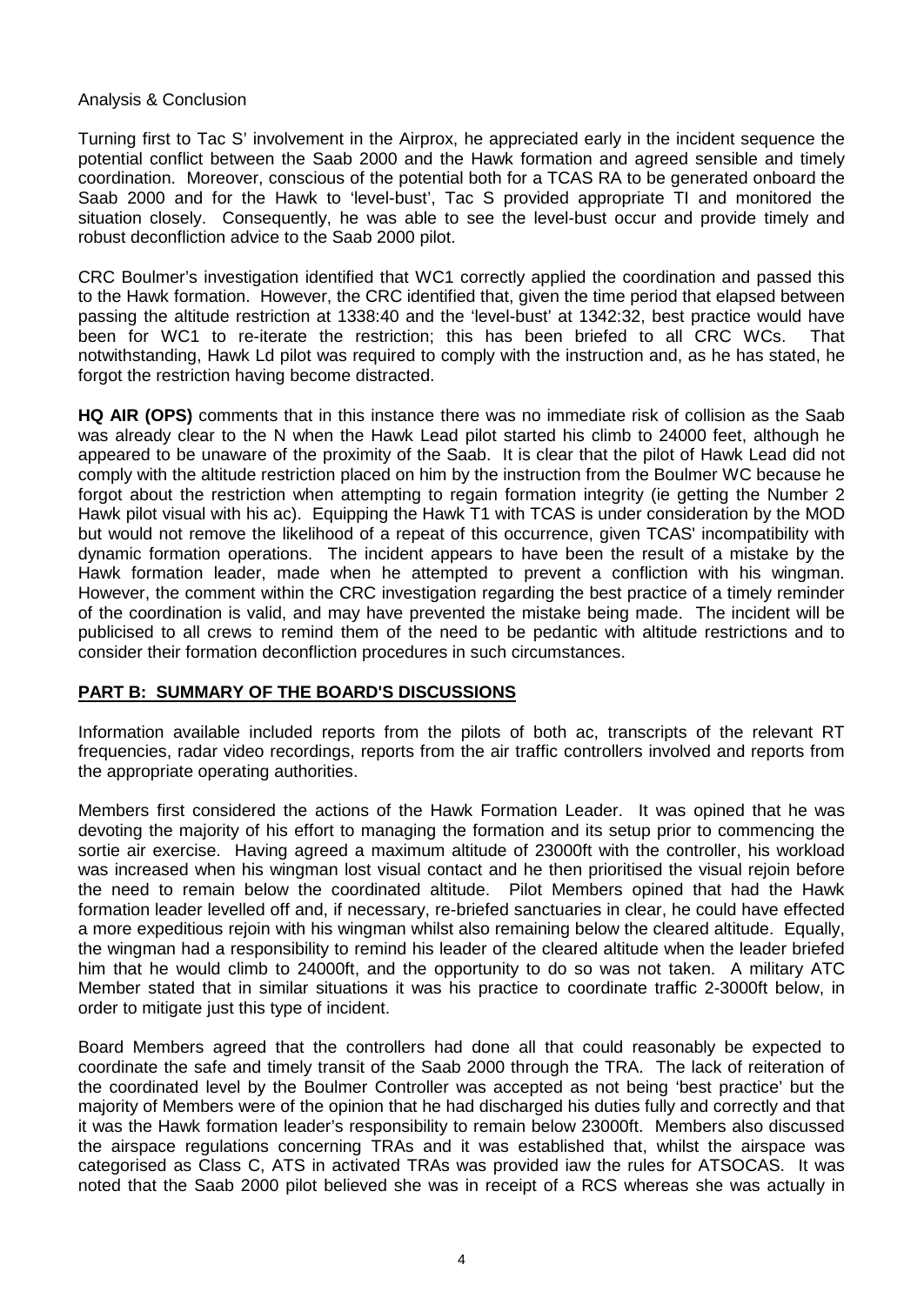Analysis & Conclusion

Turning first to Tac S' involvement in the Airprox, he appreciated early in the incident sequence the potential conflict between the Saab 2000 and the Hawk formation and agreed sensible and timely coordination. Moreover, conscious of the potential both for a TCAS RA to be generated onboard the Saab 2000 and for the Hawk to 'level-bust', Tac S provided appropriate TI and monitored the situation closely. Consequently, he was able to see the level-bust occur and provide timely and robust deconfliction advice to the Saab 2000 pilot.

CRC Boulmer's investigation identified that WC1 correctly applied the coordination and passed this to the Hawk formation. However, the CRC identified that, given the time period that elapsed between passing the altitude restriction at 1338:40 and the 'level-bust' at 1342:32, best practice would have been for WC1 to re-iterate the restriction; this has been briefed to all CRC WCs. That notwithstanding, Hawk Ld pilot was required to comply with the instruction and, as he has stated, he forgot the restriction having become distracted.

**HQ AIR (OPS)** comments that in this instance there was no immediate risk of collision as the Saab was already clear to the N when the Hawk Lead pilot started his climb to 24000 feet, although he appeared to be unaware of the proximity of the Saab. It is clear that the pilot of Hawk Lead did not comply with the altitude restriction placed on him by the instruction from the Boulmer WC because he forgot about the restriction when attempting to regain formation integrity (ie getting the Number 2 Hawk pilot visual with his ac). Equipping the Hawk T1 with TCAS is under consideration by the MOD but would not remove the likelihood of a repeat of this occurrence, given TCAS' incompatibility with dynamic formation operations. The incident appears to have been the result of a mistake by the Hawk formation leader, made when he attempted to prevent a confliction with his wingman. However, the comment within the CRC investigation regarding the best practice of a timely reminder of the coordination is valid, and may have prevented the mistake being made. The incident will be publicised to all crews to remind them of the need to be pedantic with altitude restrictions and to consider their formation deconfliction procedures in such circumstances.

## PART B: SUMMARY OF THE BOARD'S DISCUSSIONS

Information available included reports from the pilots of both ac, transcripts of the relevant RT frequencies, radar video recordings, reports from the air traffic controllers involved and reports from the appropriate operating authorities.

Members first considered the actions of the Hawk Formation Leader. It was opined that he was devoting the majority of his effort to managing the formation and its setup prior to commencing the sortie air exercise. Having agreed a maximum altitude of 23000ft with the controller, his workload was increased when his wingman lost visual contact and he then prioritised the visual rejoin before the need to remain below the coordinated altitude. Pilot Members opined that had the Hawk formation leader levelled off and, if necessary, re-briefed sanctuaries in clear, he could have effected a more expeditious rejoin with his wingman whilst also remaining below the cleared altitude. Equally, the wingman had a responsibility to remind his leader of the cleared altitude when the leader briefed him that he would climb to 24000ft, and the opportunity to do so was not taken. A military ATC Member stated that in similar situations it was his practice to coordinate traffic 2-3000ft below, in order to mitigate just this type of incident.

Board Members agreed that the controllers had done all that could reasonably be expected to coordinate the safe and timely transit of the Saab 2000 through the TRA. The lack of reiteration of the coordinated level by the Boulmer Controller was accepted as not being 'best practice' but the majority of Members were of the opinion that he had discharged his duties fully and correctly and that it was the Hawk formation leader's responsibility to remain below 23000ft. Members also discussed the airspace regulations concerning TRAs and it was established that, whilst the airspace was categorised as Class C, ATS in activated TRAs was provided iaw the rules for ATSOCAS. It was noted that the Saab 2000 pilot believed she was in receipt of a RCS whereas she was actually in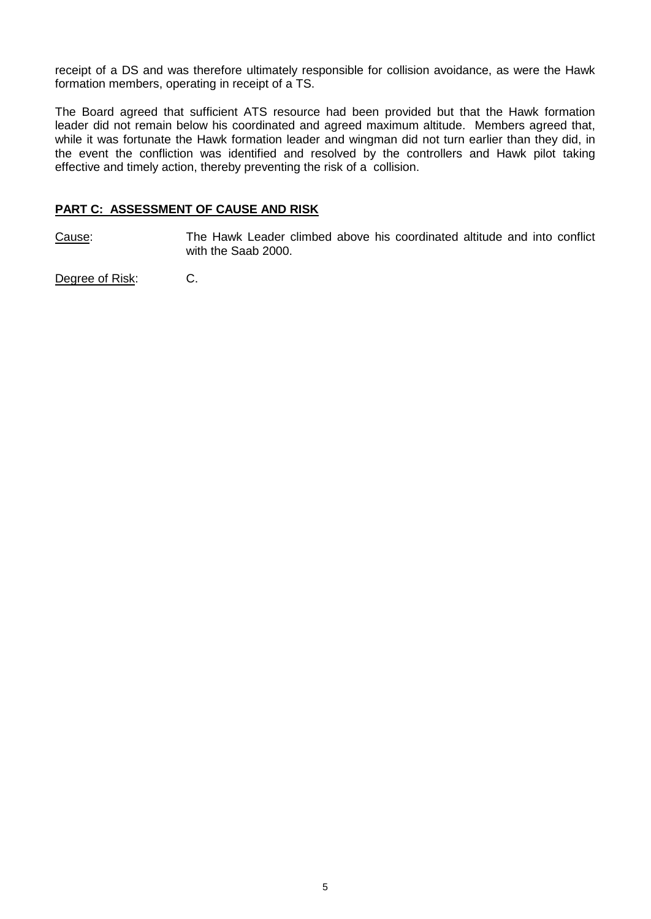receipt of a DS and was therefore ultimately responsible for collision avoidance, as were the Hawk formation members, operating in receipt of a TS.

The Board agreed that sufficient ATS resource had been provided but that the Hawk formation leader did not remain below his coordinated and agreed maximum altitude. Members agreed that, while it was fortunate the Hawk formation leader and wingman did not turn earlier than they did, in the event the confliction was identified and resolved by the controllers and Hawk pilot taking effective and timely action, thereby preventing the risk of a collision.

## PART C: ASSESSMENT OF CAUSE AND RISK

Cause: The Hawk Leader climbed above his coordinated altitude and into conflict with the Saab 2000.

Degree of Risk: C.